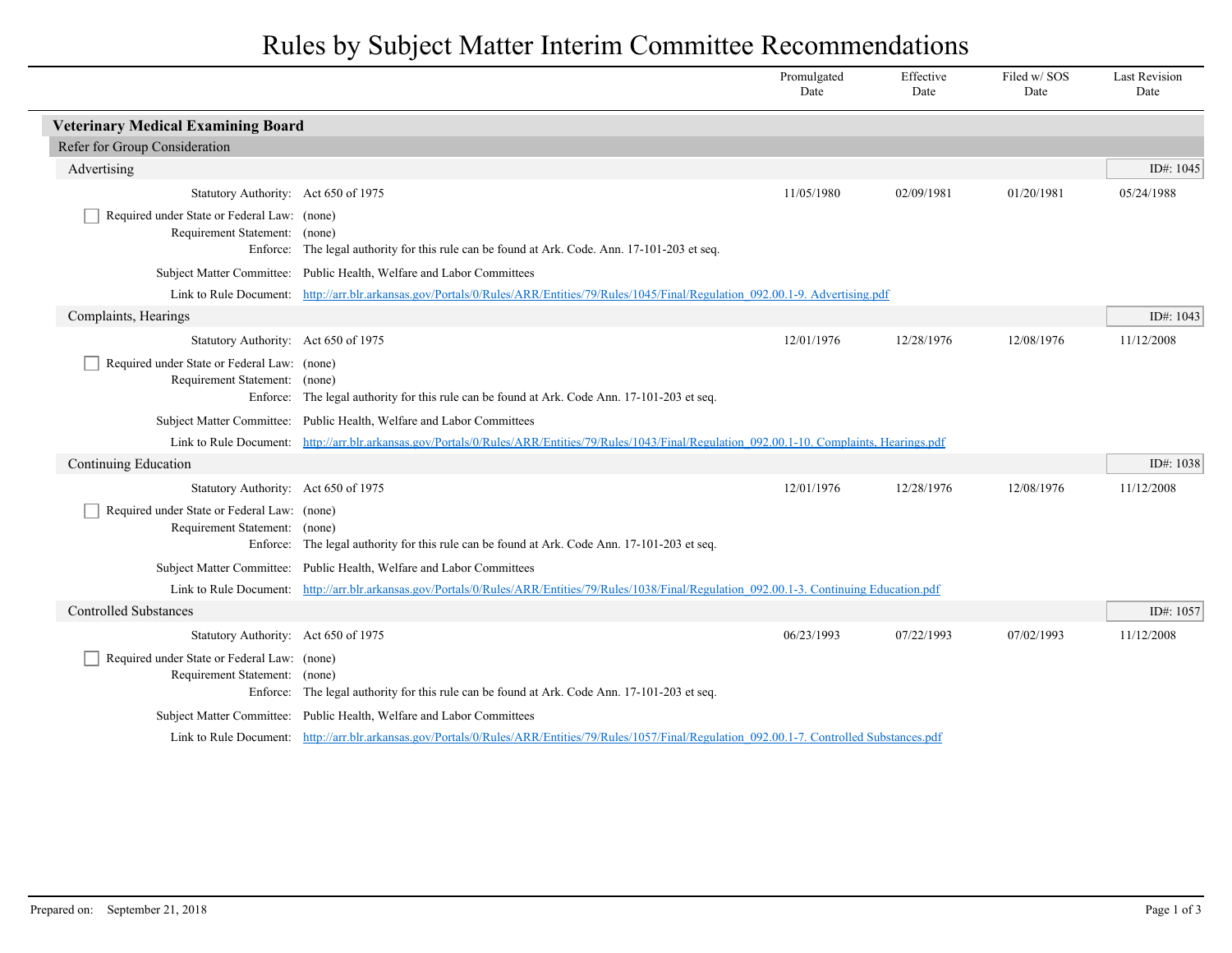# Rules by Subject Matter Interim Committee Recommendations

## Veterinary Medical Examining Board

### Refer for Group Consideration

#### Advertising

ID#: 1045

| | Promulgated Date | Effective Date | Filed w/ SOS Date | Last Revision Date |
|---|---|---|---|---|
| Statutory Authority: Act 650 of 1975 | 11/05/1980 | 02/09/1981 | 01/20/1981 | 05/24/1988 |

- [ ] Required under State or Federal Law: (none)

Requirement Statement: (none)

Enforce: The legal authority for this rule can be found at Ark. Code. Ann. 17-101-203 et seq.

Subject Matter Committee: Public Health, Welfare and Labor Committees

Link to Rule Document: http://arr.blr.arkansas.gov/Portals/0/Rules/ARR/Entities/79/Rules/1045/Final/Regulation_092.00.1-9. Advertising.pdf

#### Complaints, Hearings

ID#: 1043

| | Promulgated Date | Effective Date | Filed w/ SOS Date | Last Revision Date |
|---|---|---|---|---|
| Statutory Authority: Act 650 of 1975 | 12/01/1976 | 12/28/1976 | 12/08/1976 | 11/12/2008 |

- [ ] Required under State or Federal Law: (none)

Requirement Statement: (none)

Enforce: The legal authority for this rule can be found at Ark. Code Ann. 17-101-203 et seq.

Subject Matter Committee: Public Health, Welfare and Labor Committees

Link to Rule Document: http://arr.blr.arkansas.gov/Portals/0/Rules/ARR/Entities/79/Rules/1043/Final/Regulation_092.00.1-10. Complaints, Hearings.pdf

#### Continuing Education

ID#: 1038

| | Promulgated Date | Effective Date | Filed w/ SOS Date | Last Revision Date |
|---|---|---|---|---|
| Statutory Authority: Act 650 of 1975 | 12/01/1976 | 12/28/1976 | 12/08/1976 | 11/12/2008 |

- [ ] Required under State or Federal Law: (none)

Requirement Statement: (none)

Enforce: The legal authority for this rule can be found at Ark. Code Ann. 17-101-203 et seq.

Subject Matter Committee: Public Health, Welfare and Labor Committees

Link to Rule Document: http://arr.blr.arkansas.gov/Portals/0/Rules/ARR/Entities/79/Rules/1038/Final/Regulation_092.00.1-3. Continuing Education.pdf

#### Controlled Substances

ID#: 1057

| | Promulgated Date | Effective Date | Filed w/ SOS Date | Last Revision Date |
|---|---|---|---|---|
| Statutory Authority: Act 650 of 1975 | 06/23/1993 | 07/22/1993 | 07/02/1993 | 11/12/2008 |

- [ ] Required under State or Federal Law: (none)

Requirement Statement: (none)

Enforce: The legal authority for this rule can be found at Ark. Code Ann. 17-101-203 et seq.

Subject Matter Committee: Public Health, Welfare and Labor Committees

Link to Rule Document: http://arr.blr.arkansas.gov/Portals/0/Rules/ARR/Entities/79/Rules/1057/Final/Regulation_092.00.1-7. Controlled Substances.pdf

Prepared on: September 21, 2018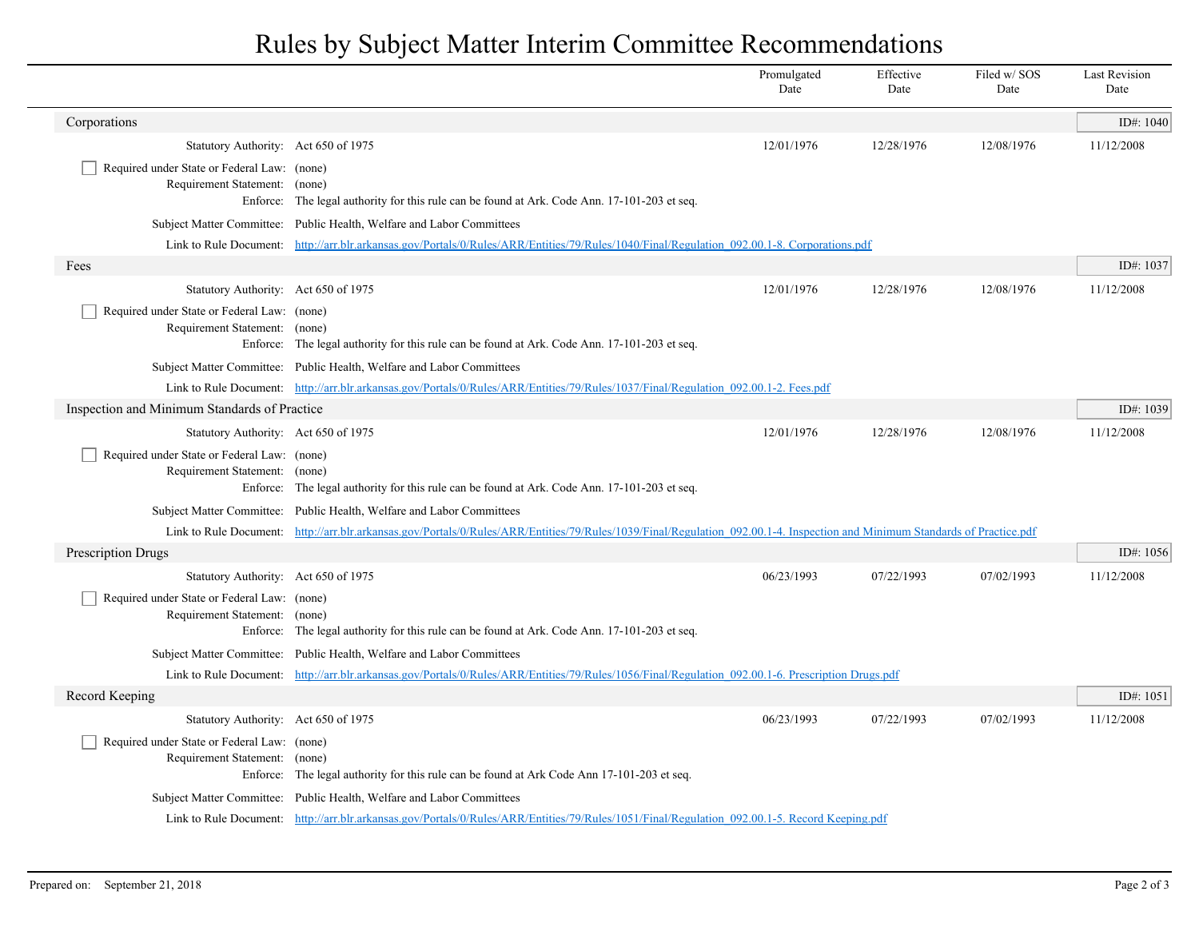# Rules by Subject Matter Interim Committee Recommendations

| | Promulgated Date | Effective Date | Filed w/ SOS Date | Last Revision Date |
|---|---|---|---|---|

## Corporations

ID#: 1040

| | | Promulgated Date | Effective Date | Filed w/ SOS Date | Last Revision Date |
|---|---|---|---|---|---|
| Statutory Authority: | Act 650 of 1975 | 12/01/1976 | 12/28/1976 | 12/08/1976 | 11/12/2008 |

- [ ] Required under State or Federal Law: (none)

Requirement Statement: (none)

Enforce: The legal authority for this rule can be found at Ark. Code Ann. 17-101-203 et seq.

Subject Matter Committee: Public Health, Welfare and Labor Committees

Link to Rule Document: http://arr.blr.arkansas.gov/Portals/0/Rules/ARR/Entities/79/Rules/1040/Final/Regulation_092.00.1-8. Corporations.pdf

## Fees

ID#: 1037

| | | Promulgated Date | Effective Date | Filed w/ SOS Date | Last Revision Date |
|---|---|---|---|---|---|
| Statutory Authority: | Act 650 of 1975 | 12/01/1976 | 12/28/1976 | 12/08/1976 | 11/12/2008 |

- [ ] Required under State or Federal Law: (none)

Requirement Statement: (none)

Enforce: The legal authority for this rule can be found at Ark. Code Ann. 17-101-203 et seq.

Subject Matter Committee: Public Health, Welfare and Labor Committees

Link to Rule Document: http://arr.blr.arkansas.gov/Portals/0/Rules/ARR/Entities/79/Rules/1037/Final/Regulation_092.00.1-2. Fees.pdf

## Inspection and Minimum Standards of Practice

ID#: 1039

| | | Promulgated Date | Effective Date | Filed w/ SOS Date | Last Revision Date |
|---|---|---|---|---|---|
| Statutory Authority: | Act 650 of 1975 | 12/01/1976 | 12/28/1976 | 12/08/1976 | 11/12/2008 |

- [ ] Required under State or Federal Law: (none)

Requirement Statement: (none)

Enforce: The legal authority for this rule can be found at Ark. Code Ann. 17-101-203 et seq.

Subject Matter Committee: Public Health, Welfare and Labor Committees

Link to Rule Document: http://arr.blr.arkansas.gov/Portals/0/Rules/ARR/Entities/79/Rules/1039/Final/Regulation_092.00.1-4. Inspection and Minimum Standards of Practice.pdf

## Prescription Drugs

ID#: 1056

| | | Promulgated Date | Effective Date | Filed w/ SOS Date | Last Revision Date |
|---|---|---|---|---|---|
| Statutory Authority: | Act 650 of 1975 | 06/23/1993 | 07/22/1993 | 07/02/1993 | 11/12/2008 |

- [ ] Required under State or Federal Law: (none)

Requirement Statement: (none)

Enforce: The legal authority for this rule can be found at Ark. Code Ann. 17-101-203 et seq.

Subject Matter Committee: Public Health, Welfare and Labor Committees

Link to Rule Document: http://arr.blr.arkansas.gov/Portals/0/Rules/ARR/Entities/79/Rules/1056/Final/Regulation_092.00.1-6. Prescription Drugs.pdf

## Record Keeping

ID#: 1051

| | | Promulgated Date | Effective Date | Filed w/ SOS Date | Last Revision Date |
|---|---|---|---|---|---|
| Statutory Authority: | Act 650 of 1975 | 06/23/1993 | 07/22/1993 | 07/02/1993 | 11/12/2008 |

- [ ] Required under State or Federal Law: (none)

Requirement Statement: (none)

Enforce: The legal authority for this rule can be found at Ark Code Ann 17-101-203 et seq.

Subject Matter Committee: Public Health, Welfare and Labor Committees

Link to Rule Document: http://arr.blr.arkansas.gov/Portals/0/Rules/ARR/Entities/79/Rules/1051/Final/Regulation_092.00.1-5. Record Keeping.pdf

Prepared on: September 21, 2018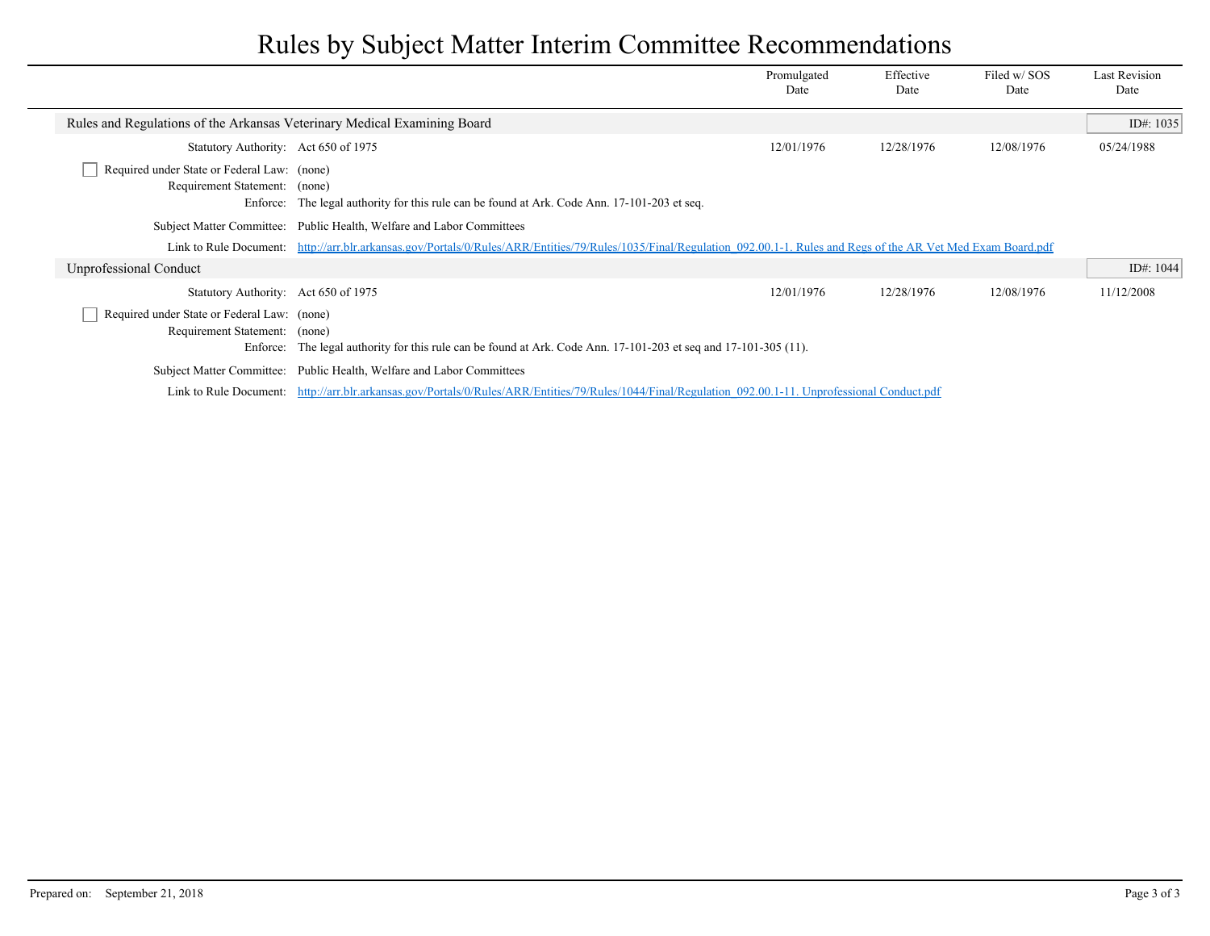# Rules by Subject Matter Interim Committee Recommendations

| | Promulgated Date | Effective Date | Filed w/ SOS Date | Last Revision Date |
|---|---|---|---|---|

## Rules and Regulations of the Arkansas Veterinary Medical Examining Board

ID#: 1035

| | | Promulgated Date | Effective Date | Filed w/ SOS Date | Last Revision Date |
|---|---|---|---|---|---|
| Statutory Authority: | Act 650 of 1975 | 12/01/1976 | 12/28/1976 | 12/08/1976 | 05/24/1988 |

☐ Required under State or Federal Law: (none)

Requirement Statement: (none)

Enforce: The legal authority for this rule can be found at Ark. Code Ann. 17-101-203 et seq.

Subject Matter Committee: Public Health, Welfare and Labor Committees

Link to Rule Document: http://arr.blr.arkansas.gov/Portals/0/Rules/ARR/Entities/79/Rules/1035/Final/Regulation_092.00.1-1. Rules and Regs of the AR Vet Med Exam Board.pdf

## Unprofessional Conduct

ID#: 1044

| | | Promulgated Date | Effective Date | Filed w/ SOS Date | Last Revision Date |
|---|---|---|---|---|---|
| Statutory Authority: | Act 650 of 1975 | 12/01/1976 | 12/28/1976 | 12/08/1976 | 11/12/2008 |

☐ Required under State or Federal Law: (none)

Requirement Statement: (none)

Enforce: The legal authority for this rule can be found at Ark. Code Ann. 17-101-203 et seq and 17-101-305 (11).

Subject Matter Committee: Public Health, Welfare and Labor Committees

Link to Rule Document: http://arr.blr.arkansas.gov/Portals/0/Rules/ARR/Entities/79/Rules/1044/Final/Regulation_092.00.1-11. Unprofessional Conduct.pdf

Prepared on: September 21, 2018